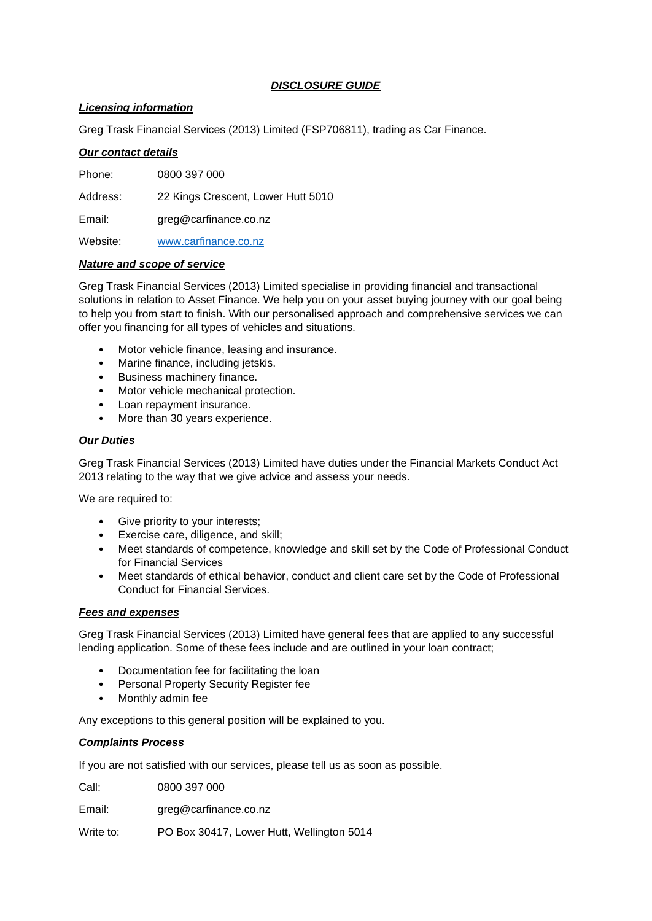# ***DISCLOSURE GUIDE***

## ***Licensing information***

Greg Trask Financial Services (2013) Limited (FSP706811), trading as Car Finance.

## ***Our contact details***

Phone: 0800 397 000

Address: 22 Kings Crescent, Lower Hutt 5010

Email: greg@carfinance.co.nz

Website: www.carfinance.co.nz

## ***Nature and scope of service***

Greg Trask Financial Services (2013) Limited specialise in providing financial and transactional solutions in relation to Asset Finance. We help you on your asset buying journey with our goal being to help you from start to finish. With our personalised approach and comprehensive services we can offer you financing for all types of vehicles and situations.

- Motor vehicle finance, leasing and insurance.
- Marine finance, including jetskis.
- Business machinery finance.
- Motor vehicle mechanical protection.
- Loan repayment insurance.
- More than 30 years experience.

## ***Our Duties***

Greg Trask Financial Services (2013) Limited have duties under the Financial Markets Conduct Act 2013 relating to the way that we give advice and assess your needs.

We are required to:

- Give priority to your interests;
- Exercise care, diligence, and skill;
- Meet standards of competence, knowledge and skill set by the Code of Professional Conduct for Financial Services
- Meet standards of ethical behavior, conduct and client care set by the Code of Professional Conduct for Financial Services.

## ***Fees and expenses***

Greg Trask Financial Services (2013) Limited have general fees that are applied to any successful lending application. Some of these fees include and are outlined in your loan contract;

- Documentation fee for facilitating the loan
- Personal Property Security Register fee
- Monthly admin fee

Any exceptions to this general position will be explained to you.

## ***Complaints Process***

If you are not satisfied with our services, please tell us as soon as possible.

Call: 0800 397 000

Email: greg@carfinance.co.nz

Write to: PO Box 30417, Lower Hutt, Wellington 5014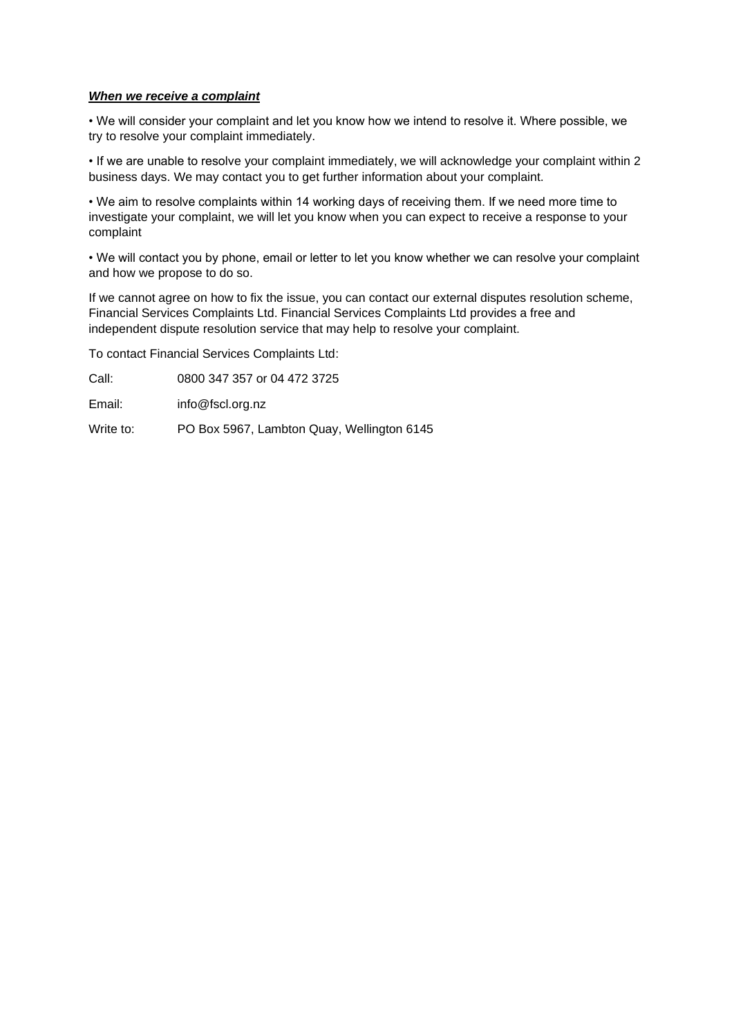***When we receive a complaint***

• We will consider your complaint and let you know how we intend to resolve it. Where possible, we try to resolve your complaint immediately.

• If we are unable to resolve your complaint immediately, we will acknowledge your complaint within 2 business days. We may contact you to get further information about your complaint.

• We aim to resolve complaints within 14 working days of receiving them. If we need more time to investigate your complaint, we will let you know when you can expect to receive a response to your complaint

• We will contact you by phone, email or letter to let you know whether we can resolve your complaint and how we propose to do so.

If we cannot agree on how to fix the issue, you can contact our external disputes resolution scheme, Financial Services Complaints Ltd. Financial Services Complaints Ltd provides a free and independent dispute resolution service that may help to resolve your complaint.

To contact Financial Services Complaints Ltd:

| | |
|---|---|
| Call: | 0800 347 357 or 04 472 3725 |
| Email: | info@fscl.org.nz |
| Write to: | PO Box 5967, Lambton Quay, Wellington 6145 |